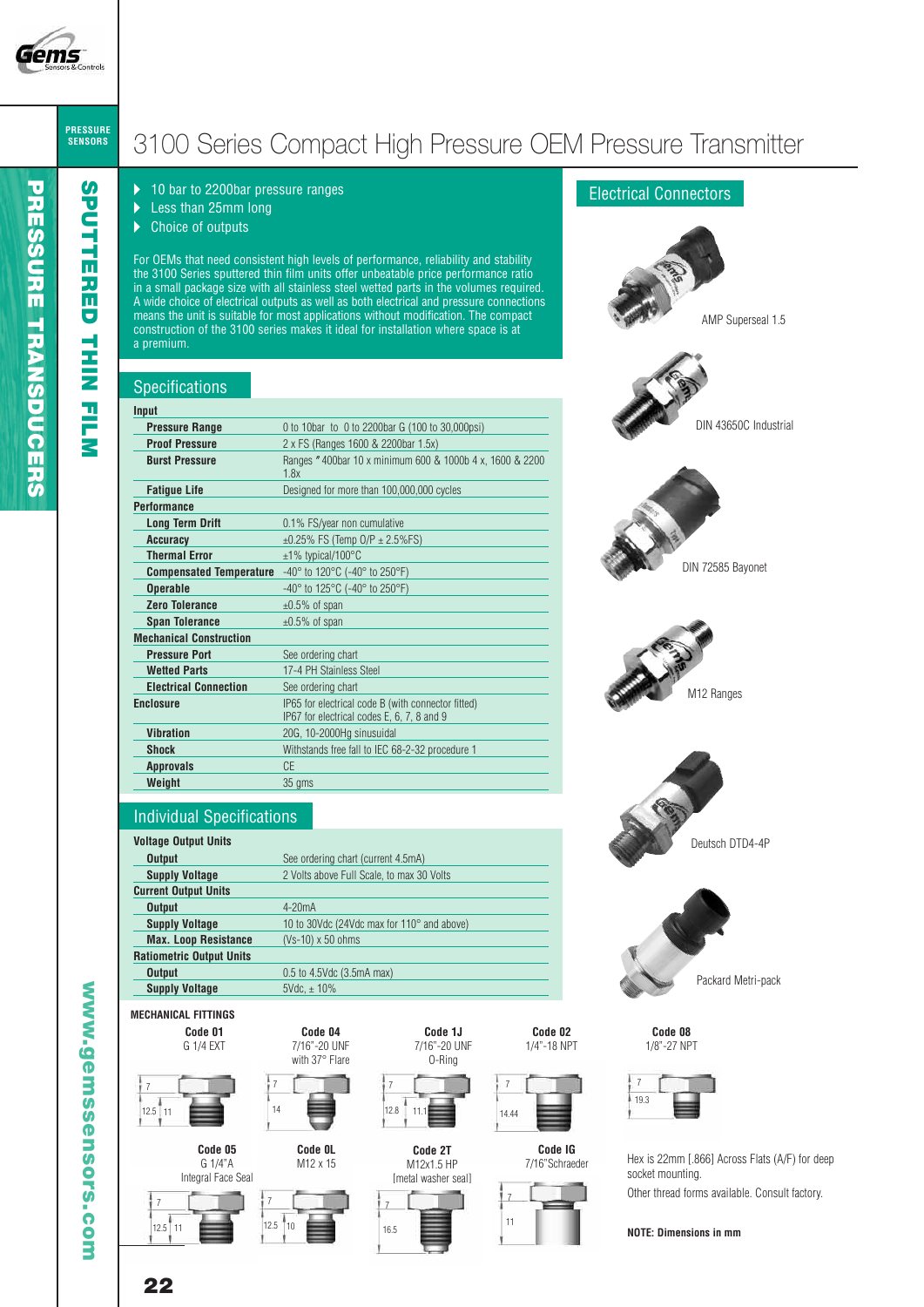PRESSURE SENSORS

# 3100 Series Compact High Pressure OEM Pressure Transmitter

SPUTTERED THIN FILM

PRESSURE TRANSDUCERS

- 10 bar to 2200bar pressure ranges
- Less than 25mm long
- Choice of outputs

For OEMs that need consistent high levels of performance, reliability and stability the 3100 Series sputtered thin film units offer unbeatable price performance ratio in a small package size with all stainless steel wetted parts in the volumes required. A wide choice of electrical outputs as well as both electrical and pressure connections means the unit is suitable for most applications without modification. The compact construction of the 3100 series makes it ideal for installation where space is at a premium.

## Specifications

| | |
|---|---|
| **Input** | |
| **Pressure Range** | 0 to 10bar to 0 to 2200bar G (100 to 30,000psi) |
| **Proof Pressure** | 2 x FS (Ranges 1600 & 2200bar 1.5x) |
| **Burst Pressure** | Ranges ≠ 400bar 10 x minimum 600 & 1000b 4 x, 1600 & 2200 1.8x |
| **Fatigue Life** | Designed for more than 100,000,000 cycles |
| **Performance** | |
| **Long Term Drift** | 0.1% FS/year non cumulative |
| **Accuracy** | ±0.25% FS (Temp O/P ± 2.5%FS) |
| **Thermal Error** | ±1% typical/100°C |
| **Compensated Temperature** | -40° to 120°C (-40° to 250°F) |
| **Operable** | -40° to 125°C (-40° to 250°F) |
| **Zero Tolerance** | ±0.5% of span |
| **Span Tolerance** | ±0.5% of span |
| **Mechanical Construction** | |
| **Pressure Port** | See ordering chart |
| **Wetted Parts** | 17-4 PH Stainless Steel |
| **Electrical Connection** | See ordering chart |
| **Enclosure** | IP65 for electrical code B (with connector fitted) IP67 for electrical codes E, 6, 7, 8 and 9 |
| **Vibration** | 20G, 10-2000Hg sinusoidal |
| **Shock** | Withstands free fall to IEC 68-2-32 procedure 1 |
| **Approvals** | CE |
| **Weight** | 35 gms |

## Individual Specifications

| | |
|---|---|
| **Voltage Output Units** | |
| **Output** | See ordering chart (current 4.5mA) |
| **Supply Voltage** | 2 Volts above Full Scale, to max 30 Volts |
| **Current Output Units** | |
| **Output** | 4-20mA |
| **Supply Voltage** | 10 to 30Vdc (24Vdc max for 110° and above) |
| **Max. Loop Resistance** | (Vs-10) x 50 ohms |
| **Ratiometric Output Units** | |
| **Output** | 0.5 to 4.5Vdc (3.5mA max) |
| **Supply Voltage** | 5Vdc, ± 10% |

## Electrical Connectors

AMP Superseal 1.5

DIN 43650C Industrial

DIN 72585 Bayonet

M12 Ranges

Deutsch DTD4-4P

Packard Metri-pack

## MECHANICAL FITTINGS

**Code 01** G 1/4 EXT (7, 12.5, 11)

**Code 04** 7/16"-20 UNF with 37° Flare (7, 14)

**Code 1J** 7/16"-20 UNF O-Ring (7, 12.8, 11.1)

**Code 02** 1/4"-18 NPT (7, 14.44)

**Code 08** 1/8"-27 NPT (7, 19.3)

**Code 05** G 1/4"A Integral Face Seal (7, 12.5, 11)

**Code 0L** M12 x 15 (7, 12.5, 10)

**Code 2T** M12x1.5 HP [metal washer seal] (7, 16.5)

**Code IG** 7/16"Schraeder (7, 11)

Hex is 22mm [.866] Across Flats (A/F) for deep socket mounting.

Other thread forms available. Consult factory.

**NOTE: Dimensions in mm**

www.gemssensors.com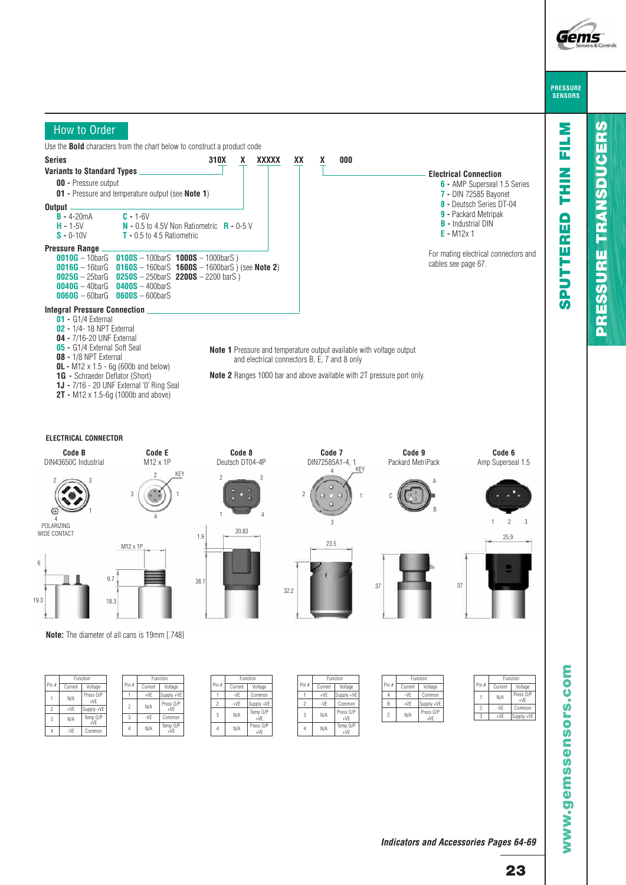## How to Order

Use the **Bold** characters from the chart below to construct a product code

**Series** — **310X X XXXXX XX X 000**

**Variants to Standard Types**

- **00** - Pressure output
- **01** - Pressure and temperature output (see **Note 1**)

**Output**

- **B** - 4-20mA
- **H** - 1-5V
- **S** - 0-10V
- **C** - 1-6V
- **N** - 0.5 to 4.5V Non Ratiometric
- **R** - 0-5 V
- **T** - 0.5 to 4.5 Ratiometric

**Pressure Range**

- **0010G** – 10barG
- **0016G** – 16barG
- **0025G** – 25barG
- **0040G** – 40barG
- **0060G** – 60barG
- **0100S** – 100barS
- **0160S** – 160barS
- **0250S** – 250barS
- **0400S** – 400barS
- **0600S** – 600barS
- **1000S** – 1000barS )
- **1600S** – 1600barS ) (see **Note 2**)
- **2200S** – 2200 barS )

**Integral Pressure Connection**

- **01** - G1/4 External
- **02** - 1/4- 18 NPT External
- **04** - 7/16-20 UNF External
- **05** - G1/4 External Soft Seal
- **08** - 1/8 NPT External
- **0L** - M12 x 1.5 - 6g (600b and below)
- **1G** - Schraeder Deflator (Short)
- **1J** - 7/16 - 20 UNF External 'O' Ring Seal
- **2T** - M12 x 1.5-6g (1000b and above)

**Electrical Connection**

- **6** - AMP Superseal 1.5 Series
- **7** - DIN 72585 Bayonet
- **8** - Deutsch Series DT-04
- **9** - Packard Metripak
- **B** - Industrial DIN
- **E** - M12x 1

For mating electrical connectors and cables see page 67.

**Note 1** Pressure and temperature output available with voltage output and electrical connectors B, E, 7 and 8 only

**Note 2** Ranges 1000 bar and above available with 2T pressure port only.

### ELECTRICAL CONNECTOR

**Code B** DIN43650C Industrial
2 3 1 4
POLARIZING WIDE CONTACT
6
19.3

**Code E** M12 x 1P
2 KEY 3 1 4
M12 x 1P
9.7
18.3

**Code 8** Deutsch DT04-4P
2 3 1 4
1.9
20.83
38.1

**Code 7** DIN72585A1-4, 1
4 KEY 2 1 3
23.5
32.2

**Code 9** Packard MetriPack
A C B
37

**Code 6** Amp Superseal 1.5
1 2 3
25.9
37

**Note:** The diameter of all cans is 19mm [.748]

**Code B**

| Pin # | Function | |
|---|---|---|
| | Current | Voltage |
| 1 | N/A | Press O/P +VE |
| 2 | +VE | Supply +VE |
| 3 | N/A | Temp O/P +VE |
| 4 | -VE | Common |

**Code E**

| Pin # | Function | |
|---|---|---|
| | Current | Voltage |
| 1 | +VE | Supply +VE |
| 2 | N/A | Press O/P +VE |
| 3 | -VE | Common |
| 4 | N/A | Temp O/P +VE |

**Code 8**

| Pin # | Function | |
|---|---|---|
| | Current | Voltage |
| 1 | -VE | Common |
| 2 | +VE | Supply +VE |
| 3 | N/A | Temp O/P +VE |
| 4 | N/A | Press O/P +VE |

**Code 7**

| Pin # | Function | |
|---|---|---|
| | Current | Voltage |
| 1 | +VE | Supply +VE |
| 2 | -VE | Common |
| 3 | N/A | Press O/P +VE |
| 4 | N/A | Temp O/P +VE |

**Code 9**

| Pin # | Function | |
|---|---|---|
| | Current | Voltage |
| A | -VE | Common |
| B | +VE | Supply +VE |
| C | N/A | Press O/P +VE |

**Code 6**

| Pin # | Function | |
|---|---|---|
| | Current | Voltage |
| 1 | N/A | Press O/P +VE |
| 2 | -VE | Common |
| 3 | +VE | Supply +VE |

*Indicators and Accessories Pages 64-69*